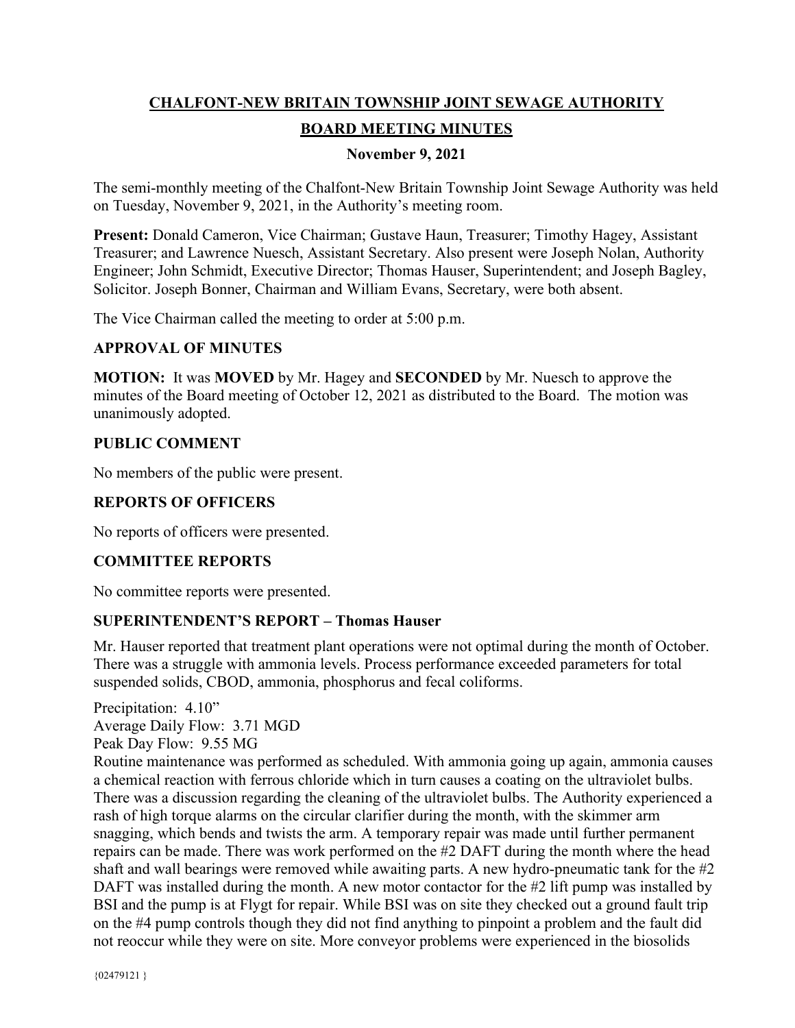# CHALFONT-NEW BRITAIN TOWNSHIP JOINT SEWAGE AUTHORITY

## BOARD MEETING MINUTES

### November 9, 2021

The semi-monthly meeting of the Chalfont-New Britain Township Joint Sewage Authority was held on Tuesday, November 9, 2021, in the Authority's meeting room.

**Present:** Donald Cameron, Vice Chairman; Gustave Haun, Treasurer; Timothy Hagey, Assistant Treasurer; and Lawrence Nuesch, Assistant Secretary. Also present were Joseph Nolan, Authority Engineer; John Schmidt, Executive Director; Thomas Hauser, Superintendent; and Joseph Bagley, Solicitor. Joseph Bonner, Chairman and William Evans, Secretary, were both absent.

The Vice Chairman called the meeting to order at 5:00 p.m.

### APPROVAL OF MINUTES

**MOTION:** It was **MOVED** by Mr. Hagey and **SECONDED** by Mr. Nuesch to approve the minutes of the Board meeting of October 12, 2021 as distributed to the Board. The motion was unanimously adopted.

### PUBLIC COMMENT

No members of the public were present.

### REPORTS OF OFFICERS

No reports of officers were presented.

### COMMITTEE REPORTS

No committee reports were presented.

### SUPERINTENDENT'S REPORT – Thomas Hauser

Mr. Hauser reported that treatment plant operations were not optimal during the month of October. There was a struggle with ammonia levels. Process performance exceeded parameters for total suspended solids, CBOD, ammonia, phosphorus and fecal coliforms.

Precipitation: 4.10"
Average Daily Flow: 3.71 MGD
Peak Day Flow: 9.55 MG

Routine maintenance was performed as scheduled. With ammonia going up again, ammonia causes a chemical reaction with ferrous chloride which in turn causes a coating on the ultraviolet bulbs. There was a discussion regarding the cleaning of the ultraviolet bulbs. The Authority experienced a rash of high torque alarms on the circular clarifier during the month, with the skimmer arm snagging, which bends and twists the arm. A temporary repair was made until further permanent repairs can be made. There was work performed on the #2 DAFT during the month where the head shaft and wall bearings were removed while awaiting parts. A new hydro-pneumatic tank for the #2 DAFT was installed during the month. A new motor contactor for the #2 lift pump was installed by BSI and the pump is at Flygt for repair. While BSI was on site they checked out a ground fault trip on the #4 pump controls though they did not find anything to pinpoint a problem and the fault did not reoccur while they were on site. More conveyor problems were experienced in the biosolids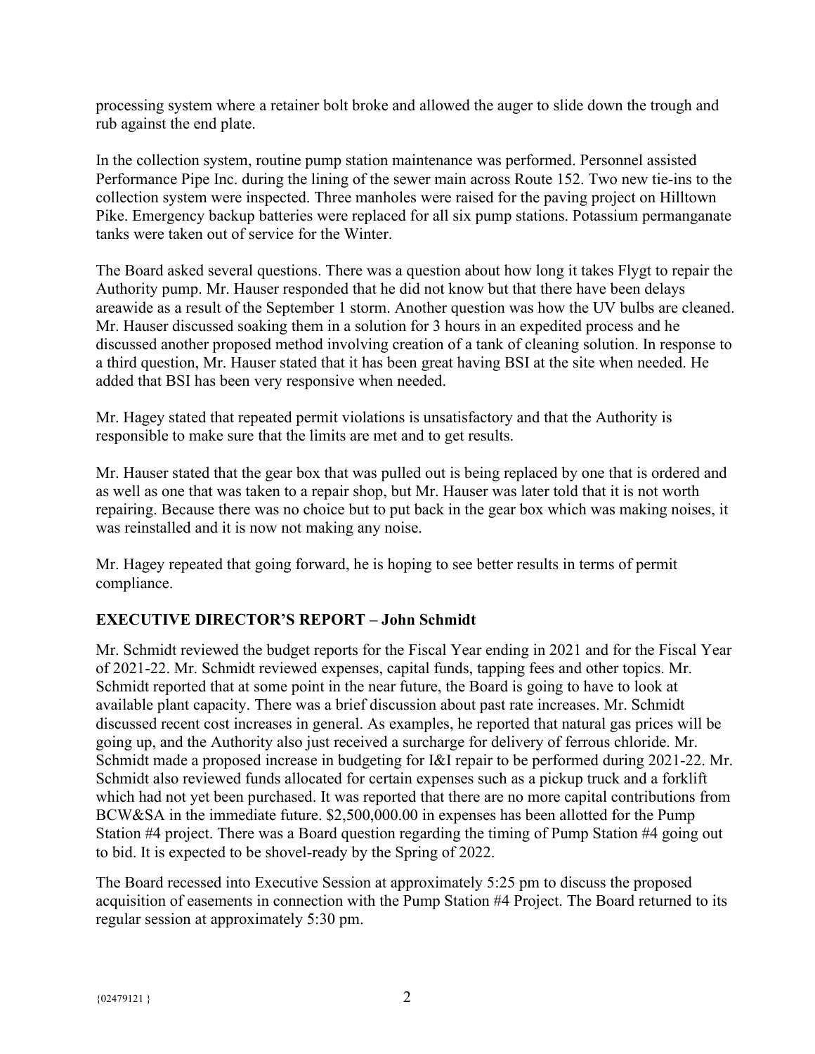processing system where a retainer bolt broke and allowed the auger to slide down the trough and rub against the end plate.

In the collection system, routine pump station maintenance was performed. Personnel assisted Performance Pipe Inc. during the lining of the sewer main across Route 152. Two new tie-ins to the collection system were inspected. Three manholes were raised for the paving project on Hilltown Pike. Emergency backup batteries were replaced for all six pump stations. Potassium permanganate tanks were taken out of service for the Winter.

The Board asked several questions. There was a question about how long it takes Flygt to repair the Authority pump. Mr. Hauser responded that he did not know but that there have been delays areawide as a result of the September 1 storm. Another question was how the UV bulbs are cleaned. Mr. Hauser discussed soaking them in a solution for 3 hours in an expedited process and he discussed another proposed method involving creation of a tank of cleaning solution. In response to a third question, Mr. Hauser stated that it has been great having BSI at the site when needed. He added that BSI has been very responsive when needed.

Mr. Hagey stated that repeated permit violations is unsatisfactory and that the Authority is responsible to make sure that the limits are met and to get results.

Mr. Hauser stated that the gear box that was pulled out is being replaced by one that is ordered and as well as one that was taken to a repair shop, but Mr. Hauser was later told that it is not worth repairing. Because there was no choice but to put back in the gear box which was making noises, it was reinstalled and it is now not making any noise.

Mr. Hagey repeated that going forward, he is hoping to see better results in terms of permit compliance.

## EXECUTIVE DIRECTOR'S REPORT – John Schmidt

Mr. Schmidt reviewed the budget reports for the Fiscal Year ending in 2021 and for the Fiscal Year of 2021-22. Mr. Schmidt reviewed expenses, capital funds, tapping fees and other topics. Mr. Schmidt reported that at some point in the near future, the Board is going to have to look at available plant capacity. There was a brief discussion about past rate increases. Mr. Schmidt discussed recent cost increases in general. As examples, he reported that natural gas prices will be going up, and the Authority also just received a surcharge for delivery of ferrous chloride. Mr. Schmidt made a proposed increase in budgeting for I&I repair to be performed during 2021-22. Mr. Schmidt also reviewed funds allocated for certain expenses such as a pickup truck and a forklift which had not yet been purchased. It was reported that there are no more capital contributions from BCW&SA in the immediate future. $2,500,000.00 in expenses has been allotted for the Pump Station #4 project. There was a Board question regarding the timing of Pump Station #4 going out to bid. It is expected to be shovel-ready by the Spring of 2022.

The Board recessed into Executive Session at approximately 5:25 pm to discuss the proposed acquisition of easements in connection with the Pump Station #4 Project. The Board returned to its regular session at approximately 5:30 pm.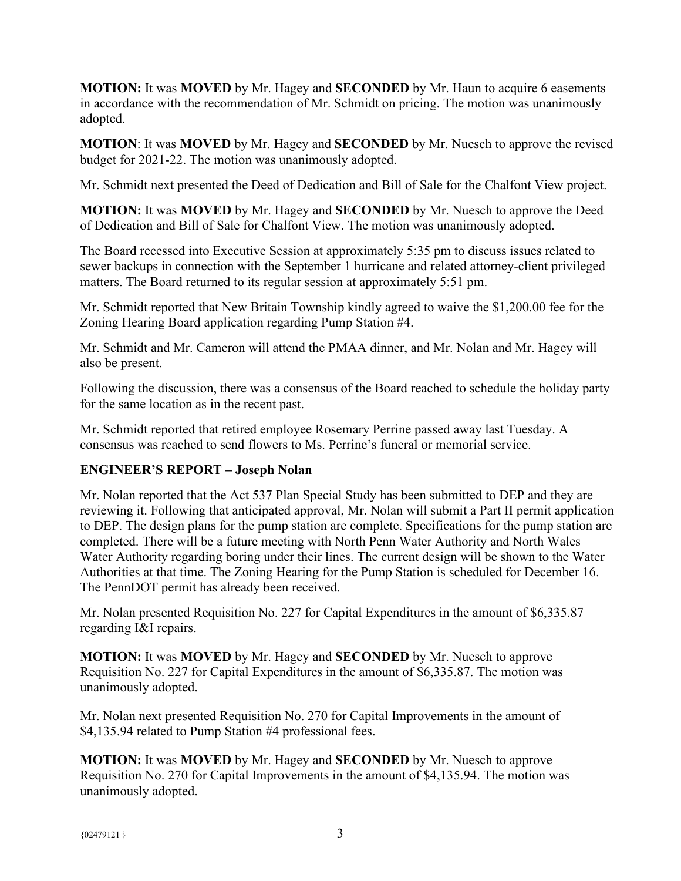**MOTION:** It was **MOVED** by Mr. Hagey and **SECONDED** by Mr. Haun to acquire 6 easements in accordance with the recommendation of Mr. Schmidt on pricing. The motion was unanimously adopted.

**MOTION**: It was **MOVED** by Mr. Hagey and **SECONDED** by Mr. Nuesch to approve the revised budget for 2021-22. The motion was unanimously adopted.

Mr. Schmidt next presented the Deed of Dedication and Bill of Sale for the Chalfont View project.

**MOTION:** It was **MOVED** by Mr. Hagey and **SECONDED** by Mr. Nuesch to approve the Deed of Dedication and Bill of Sale for Chalfont View. The motion was unanimously adopted.

The Board recessed into Executive Session at approximately 5:35 pm to discuss issues related to sewer backups in connection with the September 1 hurricane and related attorney-client privileged matters. The Board returned to its regular session at approximately 5:51 pm.

Mr. Schmidt reported that New Britain Township kindly agreed to waive the $1,200.00 fee for the Zoning Hearing Board application regarding Pump Station #4.

Mr. Schmidt and Mr. Cameron will attend the PMAA dinner, and Mr. Nolan and Mr. Hagey will also be present.

Following the discussion, there was a consensus of the Board reached to schedule the holiday party for the same location as in the recent past.

Mr. Schmidt reported that retired employee Rosemary Perrine passed away last Tuesday. A consensus was reached to send flowers to Ms. Perrine's funeral or memorial service.

**ENGINEER'S REPORT – Joseph Nolan**

Mr. Nolan reported that the Act 537 Plan Special Study has been submitted to DEP and they are reviewing it. Following that anticipated approval, Mr. Nolan will submit a Part II permit application to DEP. The design plans for the pump station are complete. Specifications for the pump station are completed. There will be a future meeting with North Penn Water Authority and North Wales Water Authority regarding boring under their lines. The current design will be shown to the Water Authorities at that time. The Zoning Hearing for the Pump Station is scheduled for December 16. The PennDOT permit has already been received.

Mr. Nolan presented Requisition No. 227 for Capital Expenditures in the amount of $6,335.87 regarding I&I repairs.

**MOTION:** It was **MOVED** by Mr. Hagey and **SECONDED** by Mr. Nuesch to approve Requisition No. 227 for Capital Expenditures in the amount of $6,335.87. The motion was unanimously adopted.

Mr. Nolan next presented Requisition No. 270 for Capital Improvements in the amount of $4,135.94 related to Pump Station #4 professional fees.

**MOTION:** It was **MOVED** by Mr. Hagey and **SECONDED** by Mr. Nuesch to approve Requisition No. 270 for Capital Improvements in the amount of $4,135.94. The motion was unanimously adopted.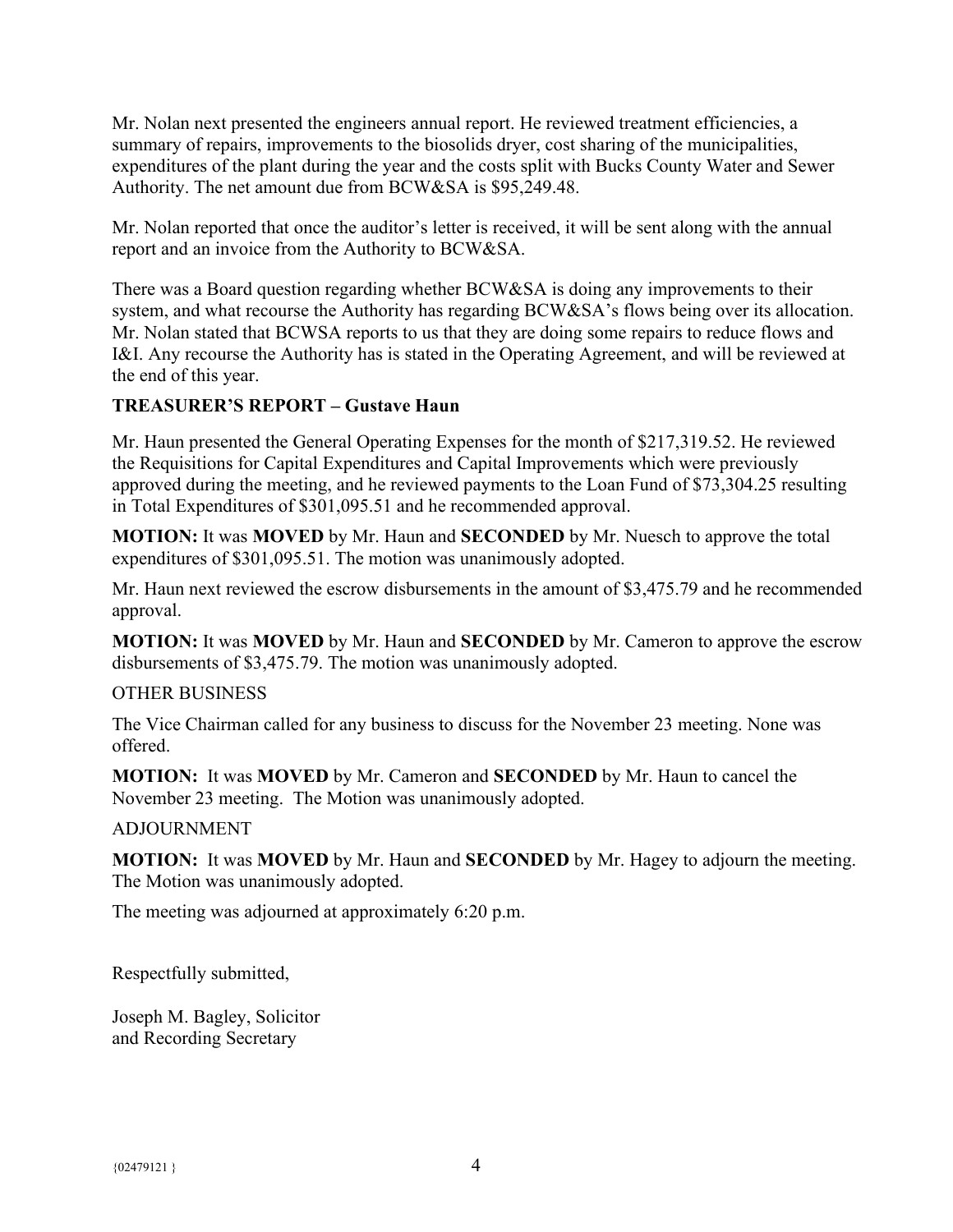Mr. Nolan next presented the engineers annual report. He reviewed treatment efficiencies, a summary of repairs, improvements to the biosolids dryer, cost sharing of the municipalities, expenditures of the plant during the year and the costs split with Bucks County Water and Sewer Authority. The net amount due from BCW&SA is $95,249.48.

Mr. Nolan reported that once the auditor's letter is received, it will be sent along with the annual report and an invoice from the Authority to BCW&SA.

There was a Board question regarding whether BCW&SA is doing any improvements to their system, and what recourse the Authority has regarding BCW&SA's flows being over its allocation. Mr. Nolan stated that BCWSA reports to us that they are doing some repairs to reduce flows and I&I. Any recourse the Authority has is stated in the Operating Agreement, and will be reviewed at the end of this year.

**TREASURER'S REPORT – Gustave Haun**

Mr. Haun presented the General Operating Expenses for the month of $217,319.52. He reviewed the Requisitions for Capital Expenditures and Capital Improvements which were previously approved during the meeting, and he reviewed payments to the Loan Fund of $73,304.25 resulting in Total Expenditures of $301,095.51 and he recommended approval.

**MOTION:** It was **MOVED** by Mr. Haun and **SECONDED** by Mr. Nuesch to approve the total expenditures of $301,095.51. The motion was unanimously adopted.

Mr. Haun next reviewed the escrow disbursements in the amount of $3,475.79 and he recommended approval.

**MOTION:** It was **MOVED** by Mr. Haun and **SECONDED** by Mr. Cameron to approve the escrow disbursements of $3,475.79. The motion was unanimously adopted.

OTHER BUSINESS

The Vice Chairman called for any business to discuss for the November 23 meeting. None was offered.

**MOTION:** It was **MOVED** by Mr. Cameron and **SECONDED** by Mr. Haun to cancel the November 23 meeting. The Motion was unanimously adopted.

ADJOURNMENT

**MOTION:** It was **MOVED** by Mr. Haun and **SECONDED** by Mr. Hagey to adjourn the meeting. The Motion was unanimously adopted.

The meeting was adjourned at approximately 6:20 p.m.

Respectfully submitted,

Joseph M. Bagley, Solicitor
and Recording Secretary

{02479121 }